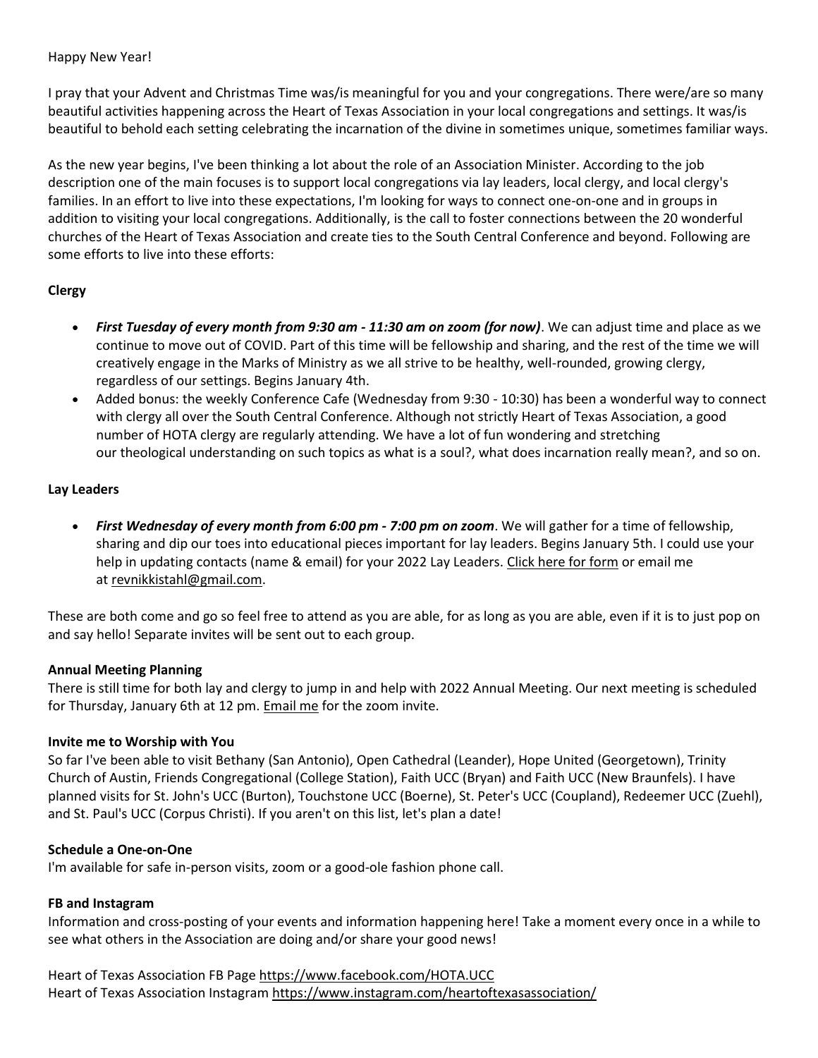Happy New Year!

I pray that your Advent and Christmas Time was/is meaningful for you and your congregations. There were/are so many beautiful activities happening across the Heart of Texas Association in your local congregations and settings. It was/is beautiful to behold each setting celebrating the incarnation of the divine in sometimes unique, sometimes familiar ways.

As the new year begins, I've been thinking a lot about the role of an Association Minister. According to the job description one of the main focuses is to support local congregations via lay leaders, local clergy, and local clergy's families. In an effort to live into these expectations, I'm looking for ways to connect one-on-one and in groups in addition to visiting your local congregations. Additionally, is the call to foster connections between the 20 wonderful churches of the Heart of Texas Association and create ties to the South Central Conference and beyond. Following are some efforts to live into these efforts:

**Clergy**

- ***First Tuesday of every month from 9:30 am - 11:30 am on zoom (for now)***. We can adjust time and place as we continue to move out of COVID. Part of this time will be fellowship and sharing, and the rest of the time we will creatively engage in the Marks of Ministry as we all strive to be healthy, well-rounded, growing clergy, regardless of our settings. Begins January 4th.
- Added bonus: the weekly Conference Cafe (Wednesday from 9:30 - 10:30) has been a wonderful way to connect with clergy all over the South Central Conference. Although not strictly Heart of Texas Association, a good number of HOTA clergy are regularly attending. We have a lot of fun wondering and stretching our theological understanding on such topics as what is a soul?, what does incarnation really mean?, and so on.

**Lay Leaders**

- ***First Wednesday of every month from 6:00 pm - 7:00 pm on zoom***. We will gather for a time of fellowship, sharing and dip our toes into educational pieces important for lay leaders. Begins January 5th. I could use your help in updating contacts (name & email) for your 2022 Lay Leaders. Click here for form or email me at revnikkistahl@gmail.com.

These are both come and go so feel free to attend as you are able, for as long as you are able, even if it is to just pop on and say hello! Separate invites will be sent out to each group.

**Annual Meeting Planning**

There is still time for both lay and clergy to jump in and help with 2022 Annual Meeting. Our next meeting is scheduled for Thursday, January 6th at 12 pm. Email me for the zoom invite.

**Invite me to Worship with You**

So far I've been able to visit Bethany (San Antonio), Open Cathedral (Leander), Hope United (Georgetown), Trinity Church of Austin, Friends Congregational (College Station), Faith UCC (Bryan) and Faith UCC (New Braunfels). I have planned visits for St. John's UCC (Burton), Touchstone UCC (Boerne), St. Peter's UCC (Coupland), Redeemer UCC (Zuehl), and St. Paul's UCC (Corpus Christi). If you aren't on this list, let's plan a date!

**Schedule a One-on-One**

I'm available for safe in-person visits, zoom or a good-ole fashion phone call.

**FB and Instagram**

Information and cross-posting of your events and information happening here! Take a moment every once in a while to see what others in the Association are doing and/or share your good news!

Heart of Texas Association FB Page https://www.facebook.com/HOTA.UCC
Heart of Texas Association Instagram https://www.instagram.com/heartoftexasassociation/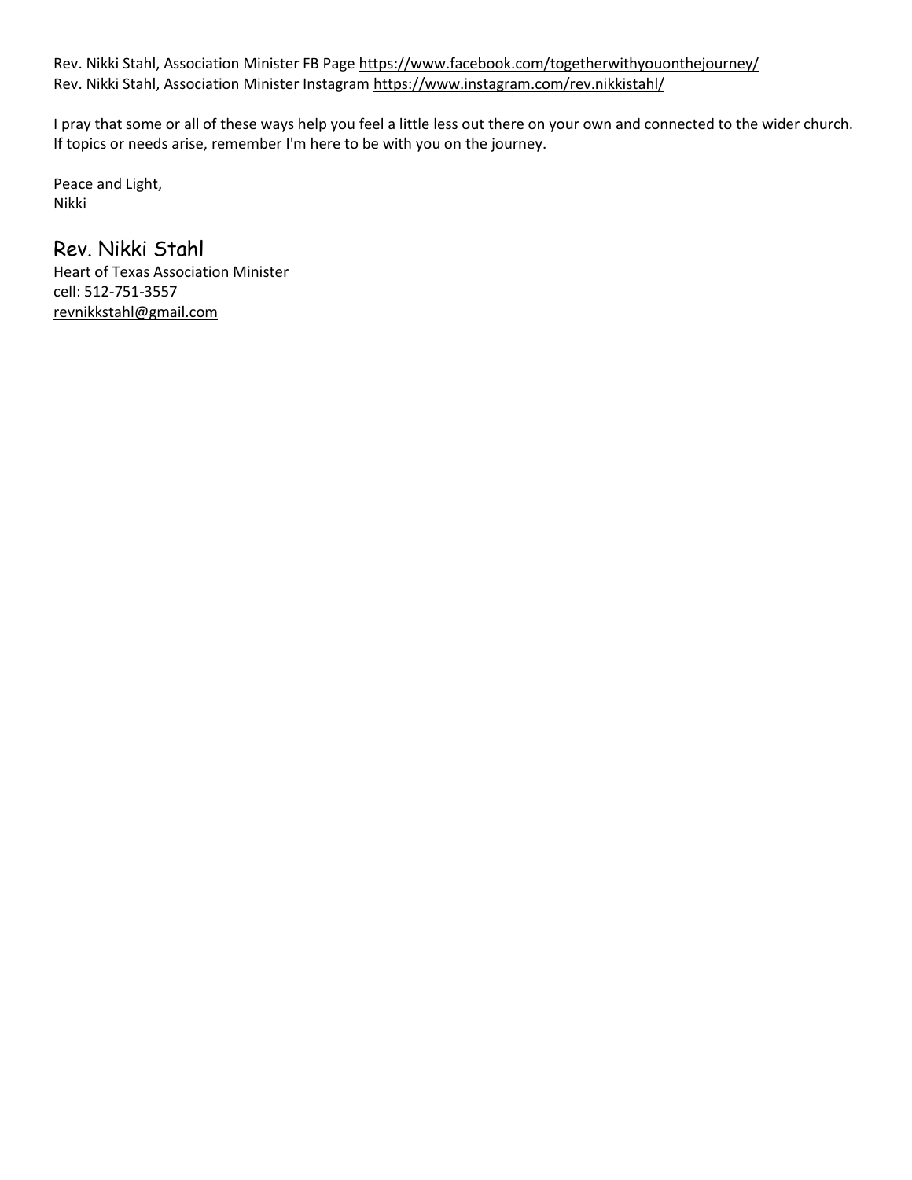Rev. Nikki Stahl, Association Minister FB Page https://www.facebook.com/togetherwithyouonthejourney/
Rev. Nikki Stahl, Association Minister Instagram https://www.instagram.com/rev.nikkistahl/

I pray that some or all of these ways help you feel a little less out there on your own and connected to the wider church. If topics or needs arise, remember I'm here to be with you on the journey.

Peace and Light,
Nikki

Rev. Nikki Stahl
Heart of Texas Association Minister
cell: 512-751-3557
revnikkstahl@gmail.com